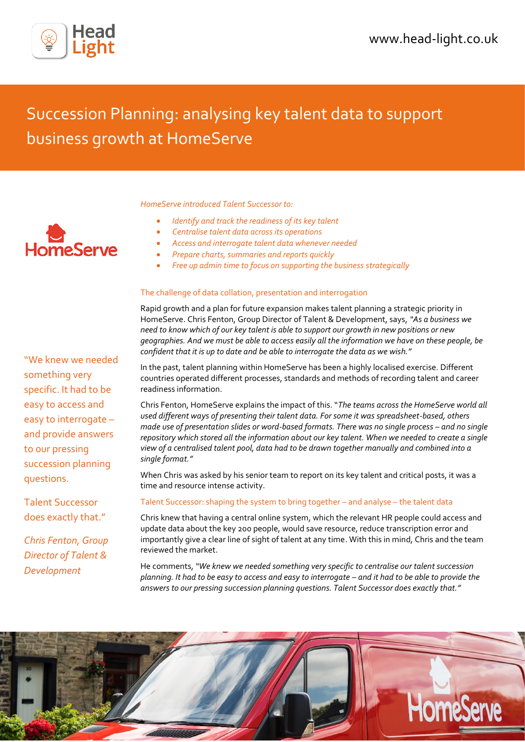# Succession Planning: analysing key talent data to support business growth at HomeServe

*HomeServe introduced Talent Successor to:*

- *Identify and track the readiness of its key talent*
- *Centralise talent data across its operations*
- *Access and interrogate talent data whenever needed*
- *Prepare charts, summaries and reports quickly*
- *Free up admin time to focus on supporting the business strategically*

## The challenge of data collation, presentation and interrogation

Rapid growth and a plan for future expansion makes talent planning a strategic priority in HomeServe. Chris Fenton, Group Director of Talent & Development, says, *"As a business we need to know which of our key talent is able to support our growth in new positions or new geographies. And we must be able to access easily all the information we have on these people, be confident that it is up to date and be able to interrogate the data as we wish."*

In the past, talent planning within HomeServe has been a highly localised exercise. Different countries operated different processes, standards and methods of recording talent and career readiness information.

Chris Fenton, HomeServe explains the impact of this. "*The teams across the HomeServe world all used different ways of presenting their talent data. For some it was spreadsheet-based, others made use of presentation slides or word-based formats. There was no single process – and no single repository which stored all the information about our key talent. When we needed to create a single view of a centralised talent pool, data had to be drawn together manually and combined into a single format."*

When Chris was asked by his senior team to report on its key talent and critical posts, it was a time and resource intense activity.

> "We knew we needed something very specific. It had to be easy to access and easy to interrogate – and provide answers to our pressing succession planning questions.
>
> Talent Successor does exactly that."
>
> *Chris Fenton, Group Director of Talent & Development*

## Talent Successor: shaping the system to bring together – and analyse – the talent data

Chris knew that having a central online system, which the relevant HR people could access and update data about the key 200 people, would save resource, reduce transcription error and importantly give a clear line of sight of talent at any time. With this in mind, Chris and the team reviewed the market.

He comments, "*We knew we needed something very specific to centralise our talent succession planning. It had to be easy to access and easy to interrogate – and it had to be able to provide the answers to our pressing succession planning questions. Talent Successor does exactly that."*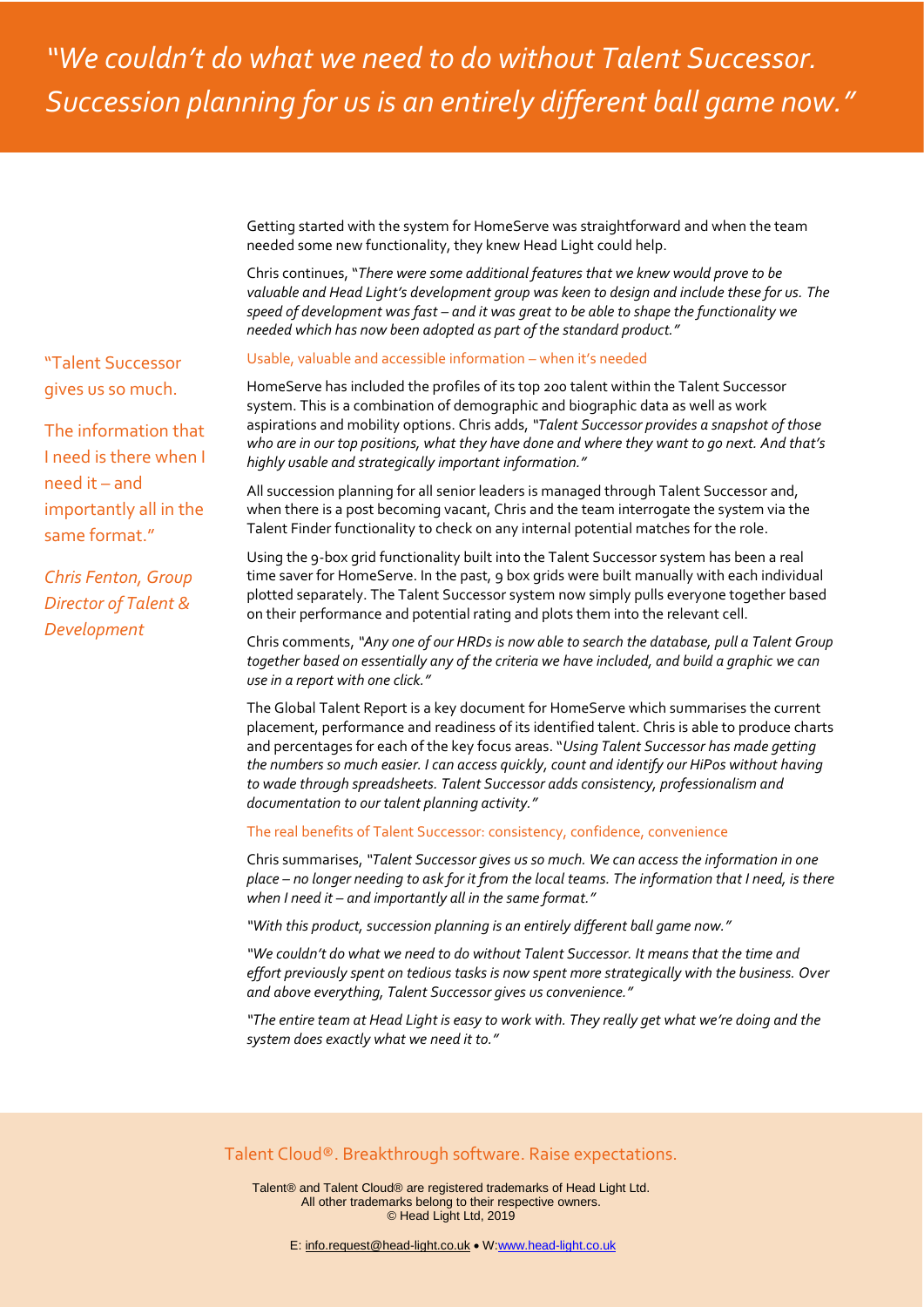*"We couldn't do what we need to do without Talent Successor. Succession planning for us is an entirely different ball game now."*

"Talent Successor gives us so much.

The information that I need is there when I need it – and importantly all in the same format."

*Chris Fenton, Group Director of Talent & Development*

Getting started with the system for HomeServe was straightforward and when the team needed some new functionality, they knew Head Light could help.

Chris continues, "*There were some additional features that we knew would prove to be valuable and Head Light's development group was keen to design and include these for us. The speed of development was fast – and it was great to be able to shape the functionality we needed which has now been adopted as part of the standard product."*

### Usable, valuable and accessible information – when it's needed

HomeServe has included the profiles of its top 200 talent within the Talent Successor system. This is a combination of demographic and biographic data as well as work aspirations and mobility options. Chris adds, *"Talent Successor provides a snapshot of those who are in our top positions, what they have done and where they want to go next. And that's highly usable and strategically important information."*

All succession planning for all senior leaders is managed through Talent Successor and, when there is a post becoming vacant, Chris and the team interrogate the system via the Talent Finder functionality to check on any internal potential matches for the role.

Using the 9-box grid functionality built into the Talent Successor system has been a real time saver for HomeServe. In the past, 9 box grids were built manually with each individual plotted separately. The Talent Successor system now simply pulls everyone together based on their performance and potential rating and plots them into the relevant cell.

Chris comments, *"Any one of our HRDs is now able to search the database, pull a Talent Group together based on essentially any of the criteria we have included, and build a graphic we can use in a report with one click."*

The Global Talent Report is a key document for HomeServe which summarises the current placement, performance and readiness of its identified talent. Chris is able to produce charts and percentages for each of the key focus areas. "*Using Talent Successor has made getting the numbers so much easier. I can access quickly, count and identify our HiPos without having to wade through spreadsheets. Talent Successor adds consistency, professionalism and documentation to our talent planning activity."*

### The real benefits of Talent Successor: consistency, confidence, convenience

Chris summarises, *"Talent Successor gives us so much. We can access the information in one place – no longer needing to ask for it from the local teams. The information that I need, is there when I need it – and importantly all in the same format."*

*"With this product, succession planning is an entirely different ball game now."*

*"We couldn't do what we need to do without Talent Successor. It means that the time and effort previously spent on tedious tasks is now spent more strategically with the business. Over and above everything, Talent Successor gives us convenience."*

*"The entire team at Head Light is easy to work with. They really get what we're doing and the system does exactly what we need it to."*

Talent Cloud®. Breakthrough software. Raise expectations.

Talent® and Talent Cloud® are registered trademarks of Head Light Ltd.
All other trademarks belong to their respective owners.
© Head Light Ltd, 2019

E: info.request@head-light.co.uk • W: www.head-light.co.uk